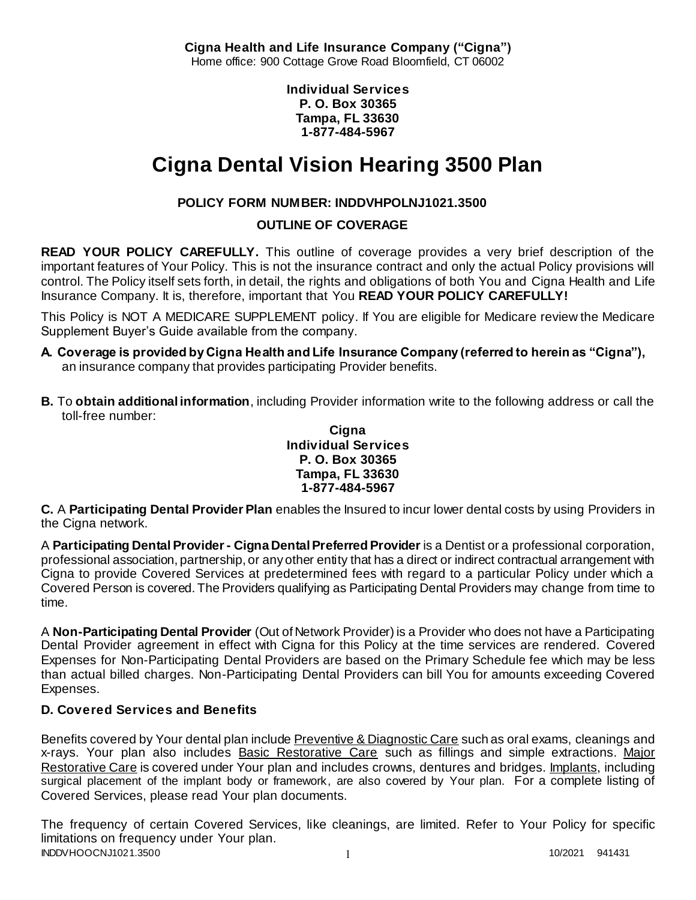**Cigna Health and Life Insurance Company ("Cigna")**
Home office: 900 Cottage Grove Road Bloomfield, CT 06002

**Individual Services**
**P. O. Box 30365**
**Tampa, FL 33630**
**1-877-484-5967**

# Cigna Dental Vision Hearing 3500 Plan

**POLICY FORM NUMBER: INDDVHPOLNJ1021.3500**

**OUTLINE OF COVERAGE**

**READ YOUR POLICY CAREFULLY.** This outline of coverage provides a very brief description of the important features of Your Policy. This is not the insurance contract and only the actual Policy provisions will control. The Policy itself sets forth, in detail, the rights and obligations of both You and Cigna Health and Life Insurance Company. It is, therefore, important that You **READ YOUR POLICY CAREFULLY!**

This Policy is NOT A MEDICARE SUPPLEMENT policy. If You are eligible for Medicare review the Medicare Supplement Buyer's Guide available from the company.

**A. Coverage is provided by Cigna Health and Life Insurance Company (referred to herein as "Cigna"),** an insurance company that provides participating Provider benefits.

**B.** To **obtain additional information**, including Provider information write to the following address or call the toll-free number:

**Cigna**
**Individual Services**
**P. O. Box 30365**
**Tampa, FL 33630**
**1-877-484-5967**

**C.** A **Participating Dental Provider Plan** enables the Insured to incur lower dental costs by using Providers in the Cigna network.

A **Participating Dental Provider - Cigna Dental Preferred Provider** is a Dentist or a professional corporation, professional association, partnership, or any other entity that has a direct or indirect contractual arrangement with Cigna to provide Covered Services at predetermined fees with regard to a particular Policy under which a Covered Person is covered. The Providers qualifying as Participating Dental Providers may change from time to time.

A **Non-Participating Dental Provider** (Out of Network Provider) is a Provider who does not have a Participating Dental Provider agreement in effect with Cigna for this Policy at the time services are rendered. Covered Expenses for Non-Participating Dental Providers are based on the Primary Schedule fee which may be less than actual billed charges. Non-Participating Dental Providers can bill You for amounts exceeding Covered Expenses.

### D. Covered Services and Benefits

Benefits covered by Your dental plan include Preventive & Diagnostic Care such as oral exams, cleanings and x-rays. Your plan also includes Basic Restorative Care such as fillings and simple extractions. Major Restorative Care is covered under Your plan and includes crowns, dentures and bridges. Implants, including surgical placement of the implant body or framework, are also covered by Your plan. For a complete listing of Covered Services, please read Your plan documents.

The frequency of certain Covered Services, like cleanings, are limited. Refer to Your Policy for specific limitations on frequency under Your plan.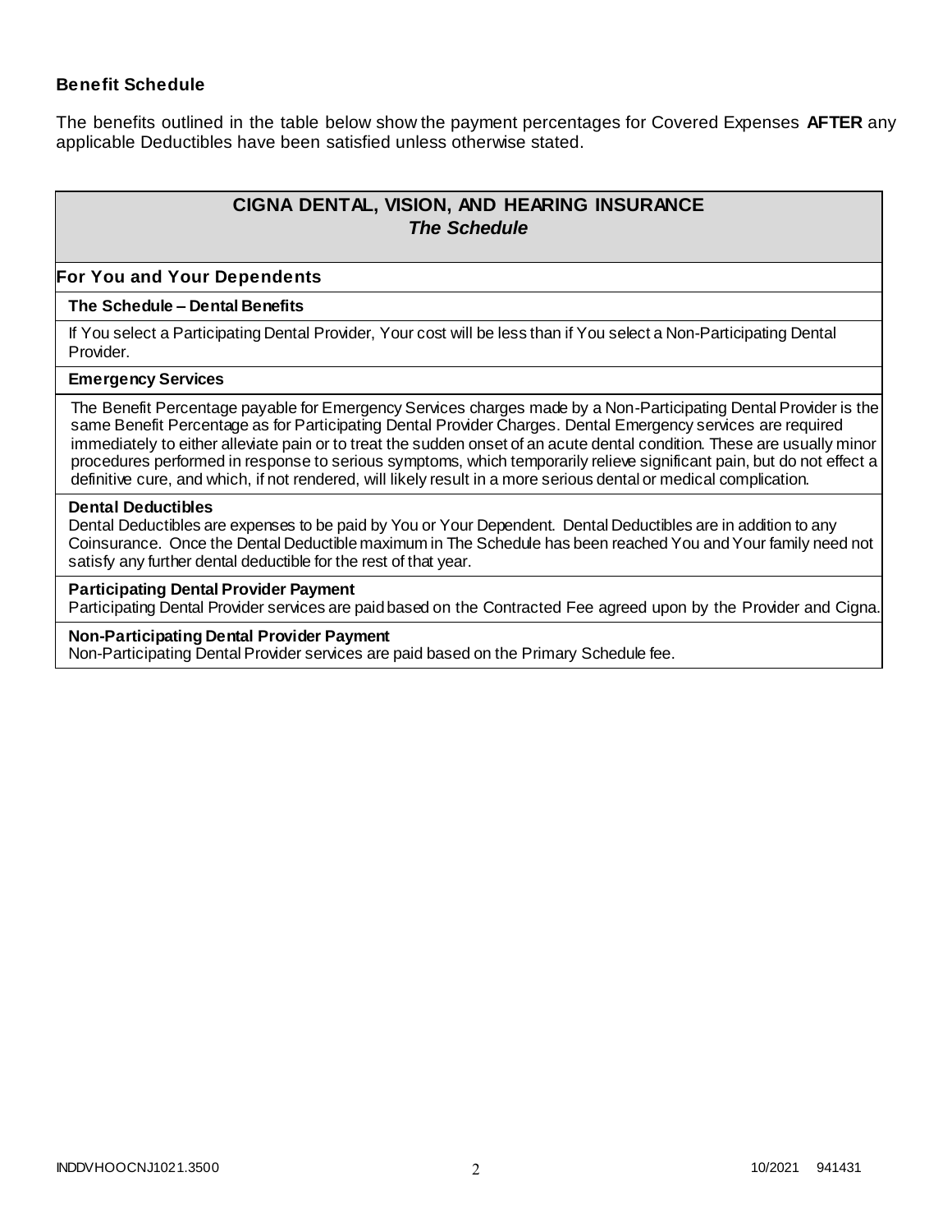### Benefit Schedule

The benefits outlined in the table below show the payment percentages for Covered Expenses **AFTER** any applicable Deductibles have been satisfied unless otherwise stated.

## CIGNA DENTAL, VISION, AND HEARING INSURANCE
### *The Schedule*

**For You and Your Dependents**

**The Schedule – Dental Benefits**

If You select a Participating Dental Provider, Your cost will be less than if You select a Non-Participating Dental Provider.

**Emergency Services**

The Benefit Percentage payable for Emergency Services charges made by a Non-Participating Dental Provider is the same Benefit Percentage as for Participating Dental Provider Charges. Dental Emergency services are required immediately to either alleviate pain or to treat the sudden onset of an acute dental condition. These are usually minor procedures performed in response to serious symptoms, which temporarily relieve significant pain, but do not effect a definitive cure, and which, if not rendered, will likely result in a more serious dental or medical complication.

**Dental Deductibles**

Dental Deductibles are expenses to be paid by You or Your Dependent. Dental Deductibles are in addition to any Coinsurance. Once the Dental Deductible maximum in The Schedule has been reached You and Your family need not satisfy any further dental deductible for the rest of that year.

**Participating Dental Provider Payment**

Participating Dental Provider services are paid based on the Contracted Fee agreed upon by the Provider and Cigna.

**Non-Participating Dental Provider Payment**

Non-Participating Dental Provider services are paid based on the Primary Schedule fee.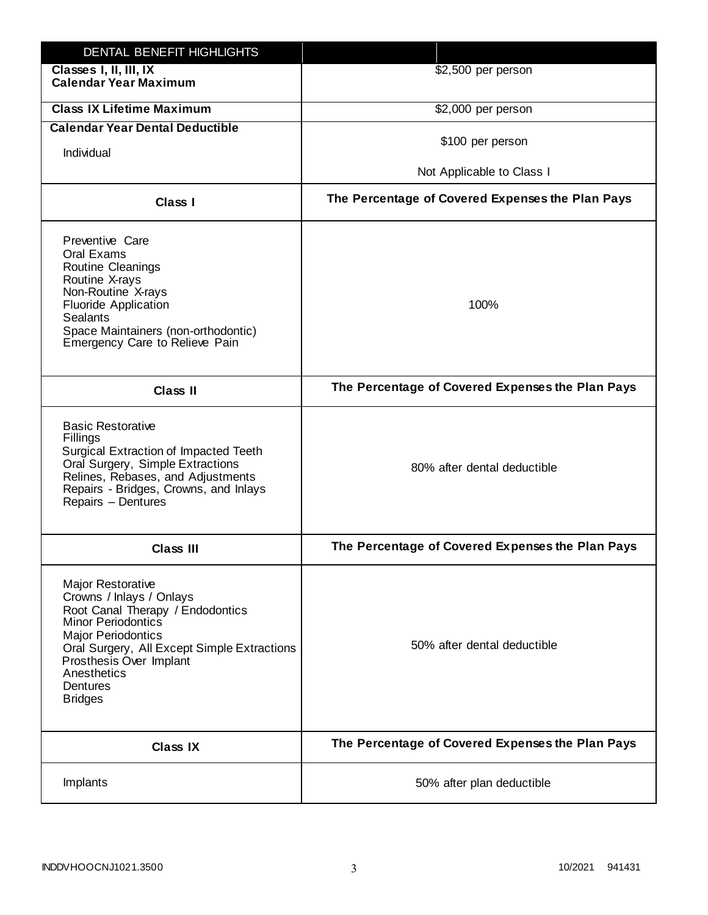| DENTAL BENEFIT HIGHLIGHTS | |
|---|---|
| **Classes I, II, III, IX Calendar Year Maximum** | $2,500 per person |
| **Class IX Lifetime Maximum** | $2,000 per person |
| **Calendar Year Dental Deductible** Individual | $100 per person Not Applicable to Class I |
| **Class I** | **The Percentage of Covered Expenses the Plan Pays** |
| Preventive Care Oral Exams Routine Cleanings Routine X-rays Non-Routine X-rays Fluoride Application Sealants Space Maintainers (non-orthodontic) Emergency Care to Relieve Pain | 100% |
| **Class II** | **The Percentage of Covered Expenses the Plan Pays** |
| Basic Restorative Fillings Surgical Extraction of Impacted Teeth Oral Surgery, Simple Extractions Relines, Rebases, and Adjustments Repairs - Bridges, Crowns, and Inlays Repairs – Dentures | 80% after dental deductible |
| **Class III** | **The Percentage of Covered Expenses the Plan Pays** |
| Major Restorative Crowns / Inlays / Onlays Root Canal Therapy / Endodontics Minor Periodontics Major Periodontics Oral Surgery, All Except Simple Extractions Prosthesis Over Implant Anesthetics Dentures Bridges | 50% after dental deductible |
| **Class IX** | **The Percentage of Covered Expenses the Plan Pays** |
| Implants | 50% after plan deductible |

INDDVHOOCNJ1021.3500 10/2021 941431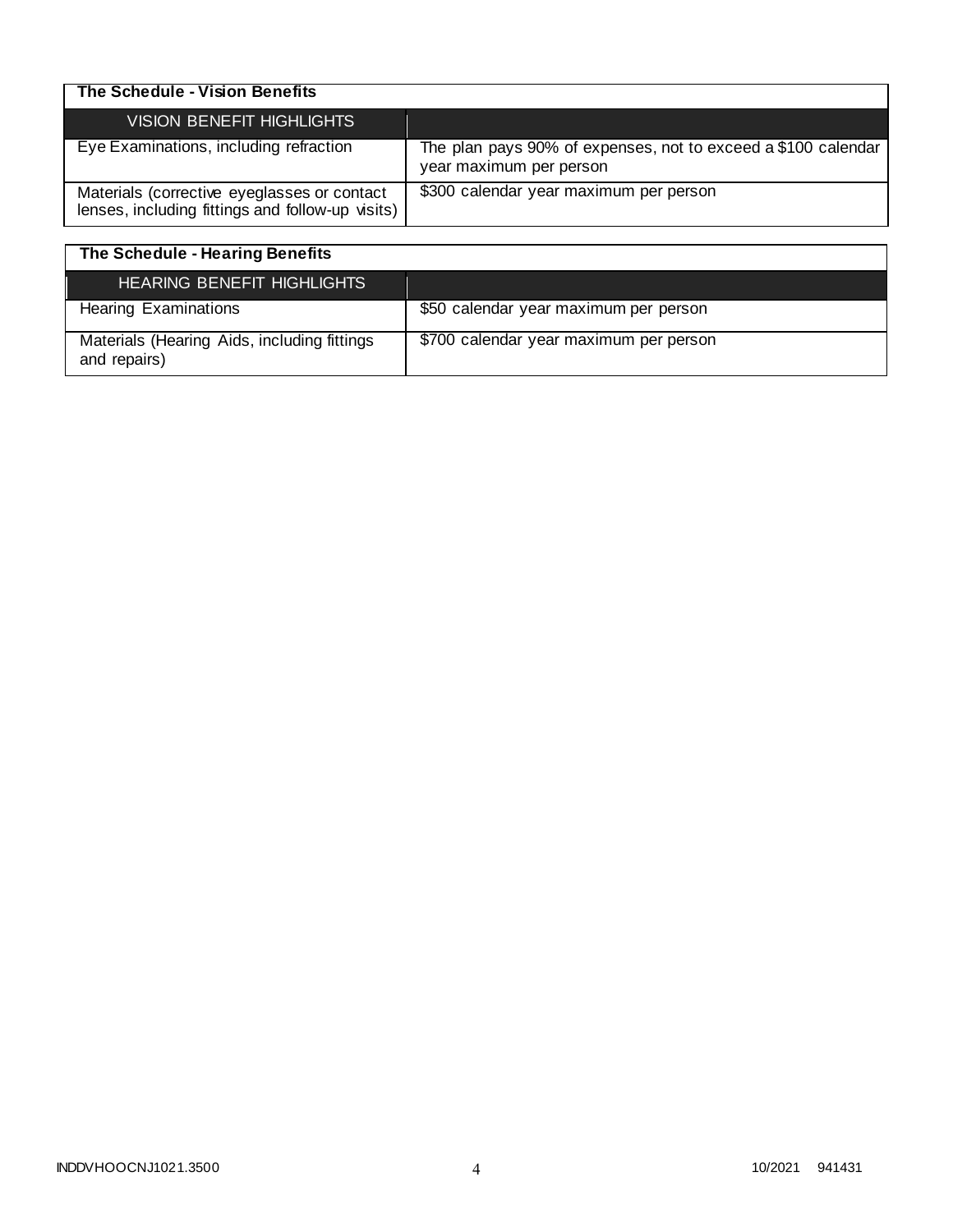| The Schedule - Vision Benefits | |
|---|---|
| VISION BENEFIT HIGHLIGHTS | |
| Eye Examinations, including refraction | The plan pays 90% of expenses, not to exceed a $100 calendar year maximum per person |
| Materials (corrective eyeglasses or contact lenses, including fittings and follow-up visits) | $300 calendar year maximum per person |

| The Schedule - Hearing Benefits | |
|---|---|
| HEARING BENEFIT HIGHLIGHTS | |
| Hearing Examinations | $50 calendar year maximum per person |
| Materials (Hearing Aids, including fittings and repairs) | $700 calendar year maximum per person |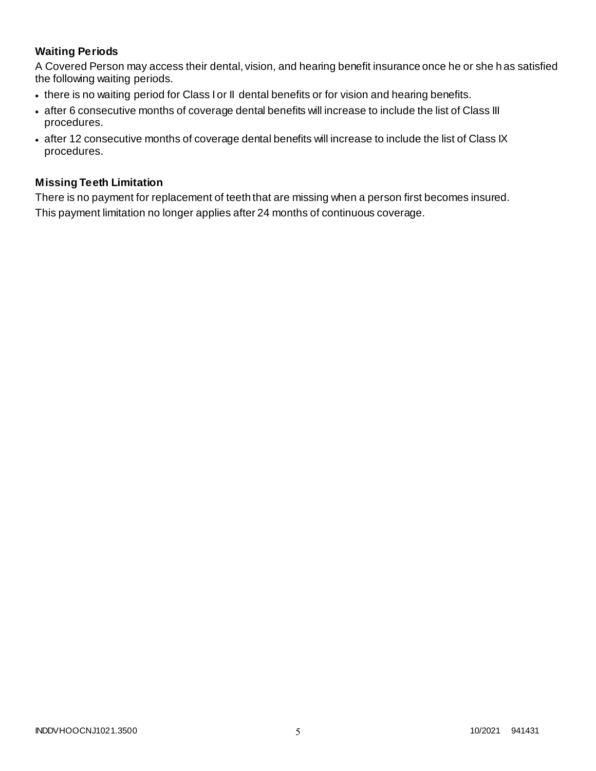### Waiting Periods

A Covered Person may access their dental, vision, and hearing benefit insurance once he or she has satisfied the following waiting periods.

- there is no waiting period for Class I or II dental benefits or for vision and hearing benefits.
- after 6 consecutive months of coverage dental benefits will increase to include the list of Class III procedures.
- after 12 consecutive months of coverage dental benefits will increase to include the list of Class IX procedures.

### Missing Teeth Limitation

There is no payment for replacement of teeth that are missing when a person first becomes insured. This payment limitation no longer applies after 24 months of continuous coverage.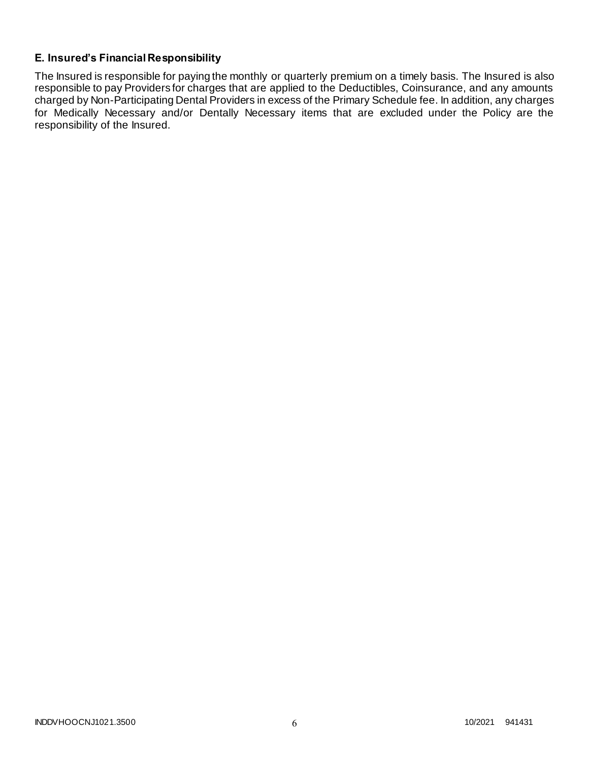## E. Insured's Financial Responsibility

The Insured is responsible for paying the monthly or quarterly premium on a timely basis. The Insured is also responsible to pay Providers for charges that are applied to the Deductibles, Coinsurance, and any amounts charged by Non-Participating Dental Providers in excess of the Primary Schedule fee. In addition, any charges for Medically Necessary and/or Dentally Necessary items that are excluded under the Policy are the responsibility of the Insured.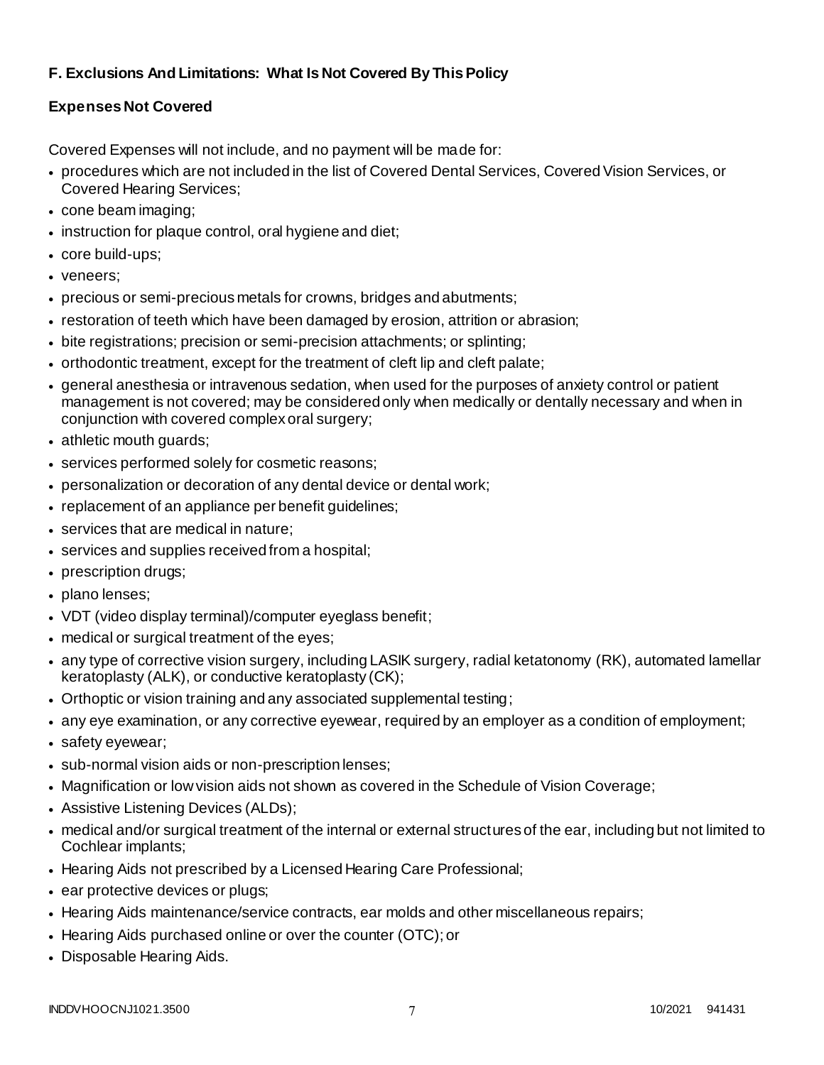## F. Exclusions And Limitations: What Is Not Covered By This Policy

### Expenses Not Covered

Covered Expenses will not include, and no payment will be made for:

- procedures which are not included in the list of Covered Dental Services, Covered Vision Services, or Covered Hearing Services;
- cone beam imaging;
- instruction for plaque control, oral hygiene and diet;
- core build-ups;
- veneers;
- precious or semi-precious metals for crowns, bridges and abutments;
- restoration of teeth which have been damaged by erosion, attrition or abrasion;
- bite registrations; precision or semi-precision attachments; or splinting;
- orthodontic treatment, except for the treatment of cleft lip and cleft palate;
- general anesthesia or intravenous sedation, when used for the purposes of anxiety control or patient management is not covered; may be considered only when medically or dentally necessary and when in conjunction with covered complex oral surgery;
- athletic mouth guards;
- services performed solely for cosmetic reasons;
- personalization or decoration of any dental device or dental work;
- replacement of an appliance per benefit guidelines;
- services that are medical in nature;
- services and supplies received from a hospital;
- prescription drugs;
- plano lenses;
- VDT (video display terminal)/computer eyeglass benefit;
- medical or surgical treatment of the eyes;
- any type of corrective vision surgery, including LASIK surgery, radial ketatonomy (RK), automated lamellar keratoplasty (ALK), or conductive keratoplasty (CK);
- Orthoptic or vision training and any associated supplemental testing;
- any eye examination, or any corrective eyewear, required by an employer as a condition of employment;
- safety eyewear;
- sub-normal vision aids or non-prescription lenses;
- Magnification or low vision aids not shown as covered in the Schedule of Vision Coverage;
- Assistive Listening Devices (ALDs);
- medical and/or surgical treatment of the internal or external structures of the ear, including but not limited to Cochlear implants;
- Hearing Aids not prescribed by a Licensed Hearing Care Professional;
- ear protective devices or plugs;
- Hearing Aids maintenance/service contracts, ear molds and other miscellaneous repairs;
- Hearing Aids purchased online or over the counter (OTC); or
- Disposable Hearing Aids.

INDDVHOOCNJ1021.3500 10/2021 941431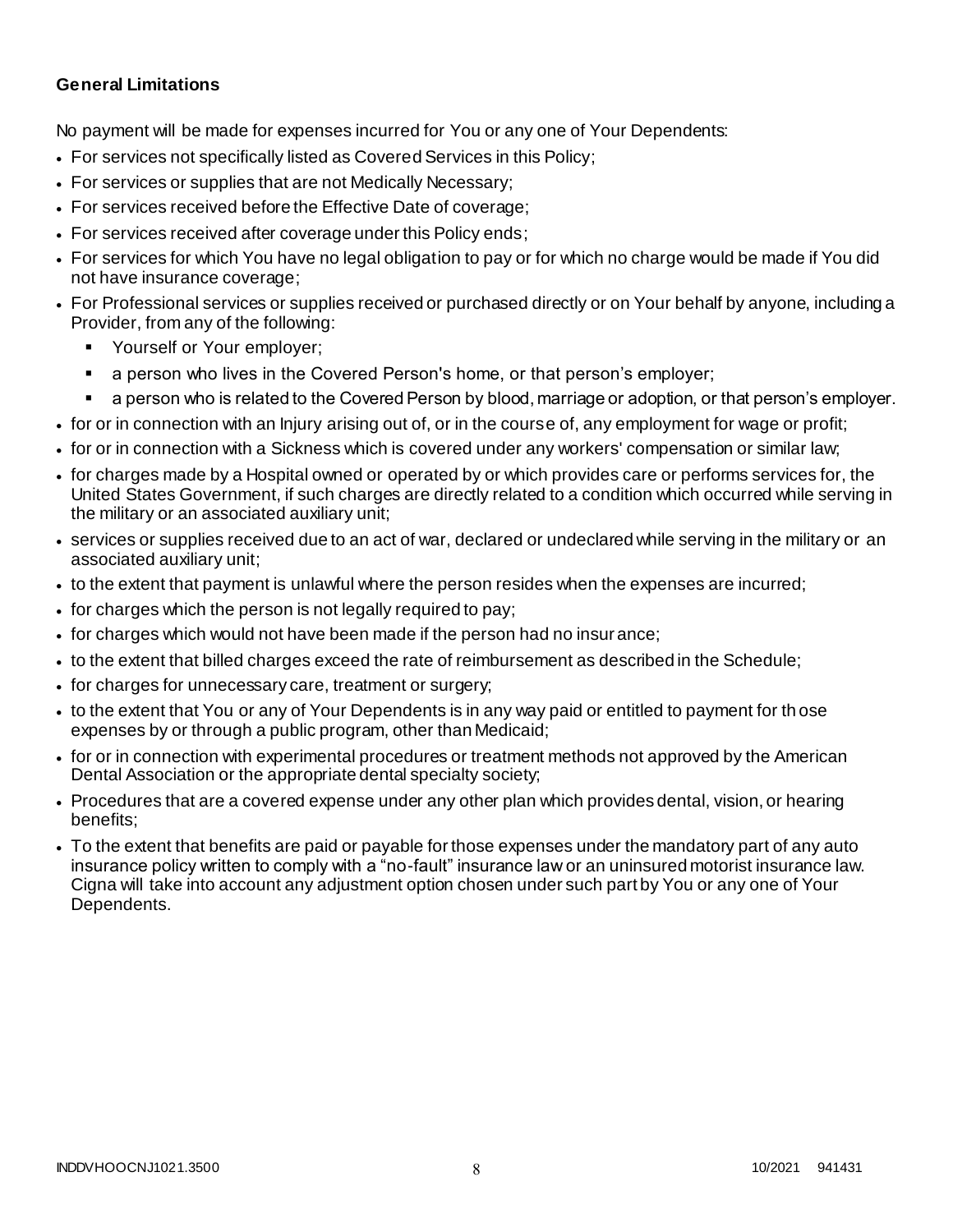**General Limitations**

No payment will be made for expenses incurred for You or any one of Your Dependents:

- For services not specifically listed as Covered Services in this Policy;
- For services or supplies that are not Medically Necessary;
- For services received before the Effective Date of coverage;
- For services received after coverage under this Policy ends;
- For services for which You have no legal obligation to pay or for which no charge would be made if You did not have insurance coverage;
- For Professional services or supplies received or purchased directly or on Your behalf by anyone, including a Provider, from any of the following:
  - Yourself or Your employer;
  - a person who lives in the Covered Person's home, or that person's employer;
  - a person who is related to the Covered Person by blood, marriage or adoption, or that person's employer.
- for or in connection with an Injury arising out of, or in the course of, any employment for wage or profit;
- for or in connection with a Sickness which is covered under any workers' compensation or similar law;
- for charges made by a Hospital owned or operated by or which provides care or performs services for, the United States Government, if such charges are directly related to a condition which occurred while serving in the military or an associated auxiliary unit;
- services or supplies received due to an act of war, declared or undeclared while serving in the military or an associated auxiliary unit;
- to the extent that payment is unlawful where the person resides when the expenses are incurred;
- for charges which the person is not legally required to pay;
- for charges which would not have been made if the person had no insurance;
- to the extent that billed charges exceed the rate of reimbursement as described in the Schedule;
- for charges for unnecessary care, treatment or surgery;
- to the extent that You or any of Your Dependents is in any way paid or entitled to payment for those expenses by or through a public program, other than Medicaid;
- for or in connection with experimental procedures or treatment methods not approved by the American Dental Association or the appropriate dental specialty society;
- Procedures that are a covered expense under any other plan which provides dental, vision, or hearing benefits;
- To the extent that benefits are paid or payable for those expenses under the mandatory part of any auto insurance policy written to comply with a "no-fault" insurance law or an uninsured motorist insurance law. Cigna will take into account any adjustment option chosen under such part by You or any one of Your Dependents.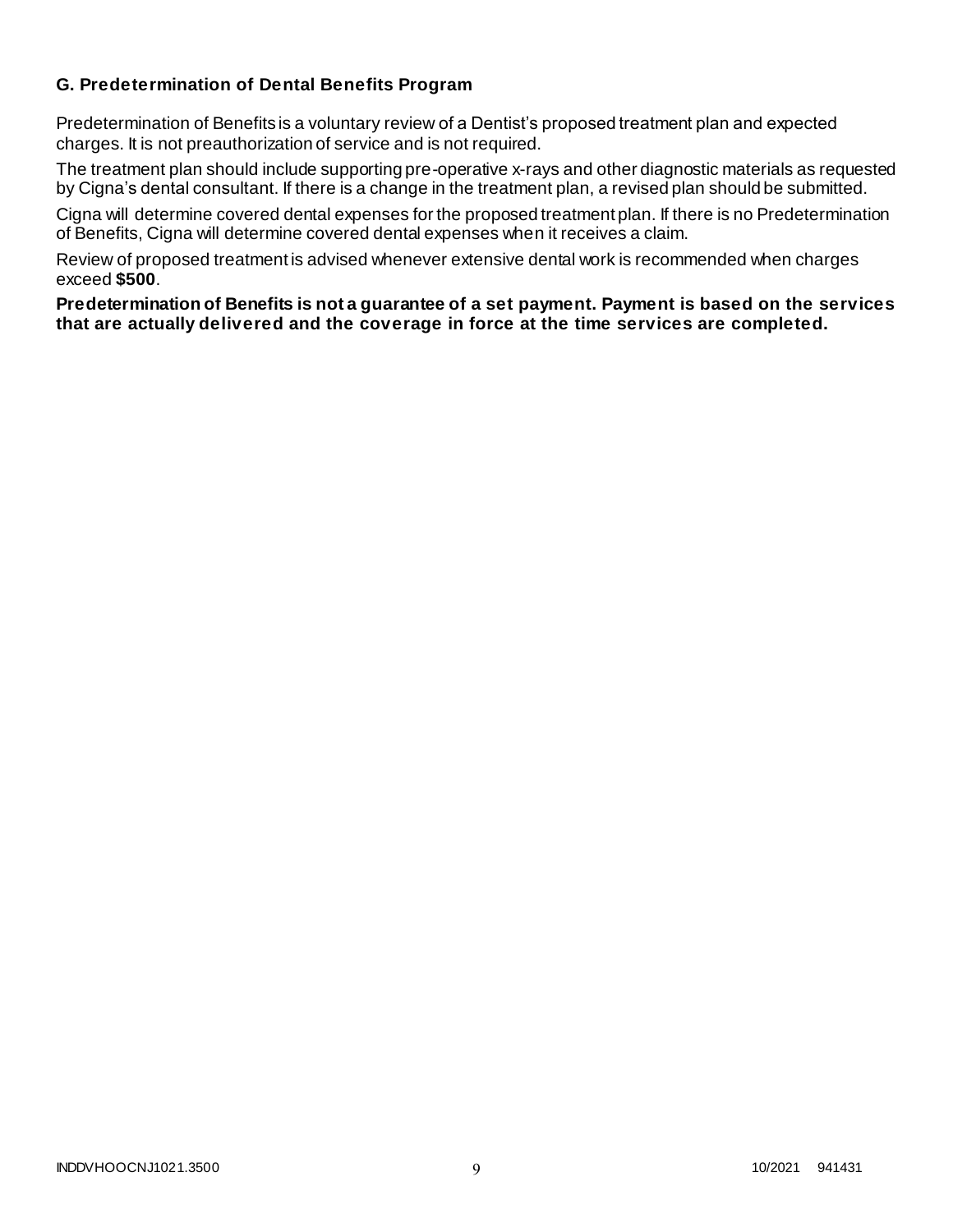### G. Predetermination of Dental Benefits Program

Predetermination of Benefits is a voluntary review of a Dentist's proposed treatment plan and expected charges. It is not preauthorization of service and is not required.

The treatment plan should include supporting pre-operative x-rays and other diagnostic materials as requested by Cigna's dental consultant. If there is a change in the treatment plan, a revised plan should be submitted.

Cigna will determine covered dental expenses for the proposed treatment plan. If there is no Predetermination of Benefits, Cigna will determine covered dental expenses when it receives a claim.

Review of proposed treatment is advised whenever extensive dental work is recommended when charges exceed **$500**.

**Predetermination of Benefits is not a guarantee of a set payment. Payment is based on the services that are actually delivered and the coverage in force at the time services are completed.**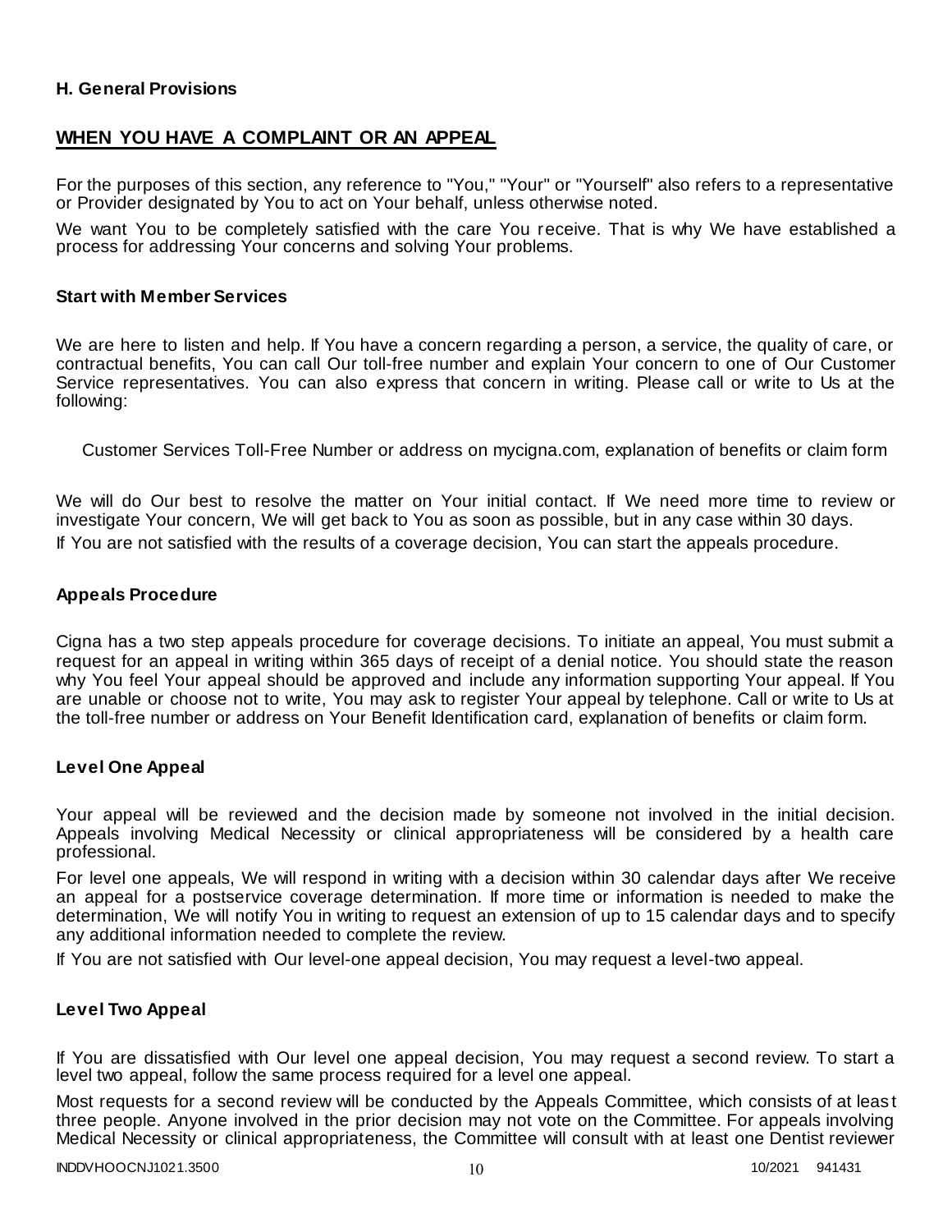### H. General Provisions

## WHEN YOU HAVE A COMPLAINT OR AN APPEAL

For the purposes of this section, any reference to "You," "Your" or "Yourself" also refers to a representative or Provider designated by You to act on Your behalf, unless otherwise noted.

We want You to be completely satisfied with the care You receive. That is why We have established a process for addressing Your concerns and solving Your problems.

### Start with Member Services

We are here to listen and help. If You have a concern regarding a person, a service, the quality of care, or contractual benefits, You can call Our toll-free number and explain Your concern to one of Our Customer Service representatives. You can also express that concern in writing. Please call or write to Us at the following:

Customer Services Toll-Free Number or address on mycigna.com, explanation of benefits or claim form

We will do Our best to resolve the matter on Your initial contact. If We need more time to review or investigate Your concern, We will get back to You as soon as possible, but in any case within 30 days.

If You are not satisfied with the results of a coverage decision, You can start the appeals procedure.

### Appeals Procedure

Cigna has a two step appeals procedure for coverage decisions. To initiate an appeal, You must submit a request for an appeal in writing within 365 days of receipt of a denial notice. You should state the reason why You feel Your appeal should be approved and include any information supporting Your appeal. If You are unable or choose not to write, You may ask to register Your appeal by telephone. Call or write to Us at the toll-free number or address on Your Benefit Identification card, explanation of benefits or claim form.

### Level One Appeal

Your appeal will be reviewed and the decision made by someone not involved in the initial decision. Appeals involving Medical Necessity or clinical appropriateness will be considered by a health care professional.

For level one appeals, We will respond in writing with a decision within 30 calendar days after We receive an appeal for a postservice coverage determination. If more time or information is needed to make the determination, We will notify You in writing to request an extension of up to 15 calendar days and to specify any additional information needed to complete the review.

If You are not satisfied with Our level-one appeal decision, You may request a level-two appeal.

### Level Two Appeal

If You are dissatisfied with Our level one appeal decision, You may request a second review. To start a level two appeal, follow the same process required for a level one appeal.

Most requests for a second review will be conducted by the Appeals Committee, which consists of at least three people. Anyone involved in the prior decision may not vote on the Committee. For appeals involving Medical Necessity or clinical appropriateness, the Committee will consult with at least one Dentist reviewer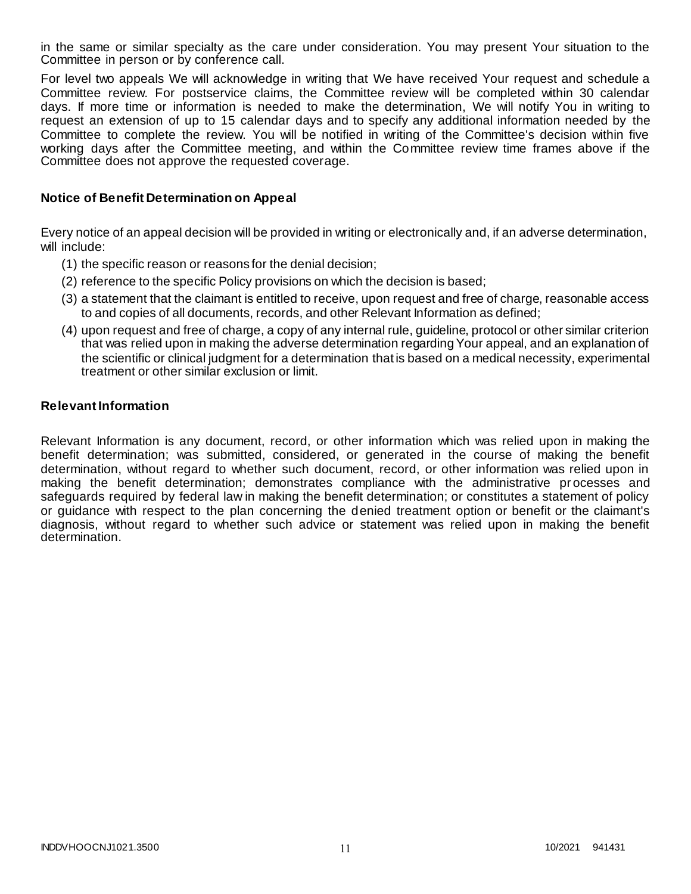in the same or similar specialty as the care under consideration. You may present Your situation to the Committee in person or by conference call.

For level two appeals We will acknowledge in writing that We have received Your request and schedule a Committee review. For postservice claims, the Committee review will be completed within 30 calendar days. If more time or information is needed to make the determination, We will notify You in writing to request an extension of up to 15 calendar days and to specify any additional information needed by the Committee to complete the review. You will be notified in writing of the Committee's decision within five working days after the Committee meeting, and within the Committee review time frames above if the Committee does not approve the requested coverage.

### Notice of Benefit Determination on Appeal

Every notice of an appeal decision will be provided in writing or electronically and, if an adverse determination, will include:

(1) the specific reason or reasons for the denial decision;

(2) reference to the specific Policy provisions on which the decision is based;

(3) a statement that the claimant is entitled to receive, upon request and free of charge, reasonable access to and copies of all documents, records, and other Relevant Information as defined;

(4) upon request and free of charge, a copy of any internal rule, guideline, protocol or other similar criterion that was relied upon in making the adverse determination regarding Your appeal, and an explanation of the scientific or clinical judgment for a determination that is based on a medical necessity, experimental treatment or other similar exclusion or limit.

### Relevant Information

Relevant Information is any document, record, or other information which was relied upon in making the benefit determination; was submitted, considered, or generated in the course of making the benefit determination, without regard to whether such document, record, or other information was relied upon in making the benefit determination; demonstrates compliance with the administrative processes and safeguards required by federal law in making the benefit determination; or constitutes a statement of policy or guidance with respect to the plan concerning the denied treatment option or benefit or the claimant's diagnosis, without regard to whether such advice or statement was relied upon in making the benefit determination.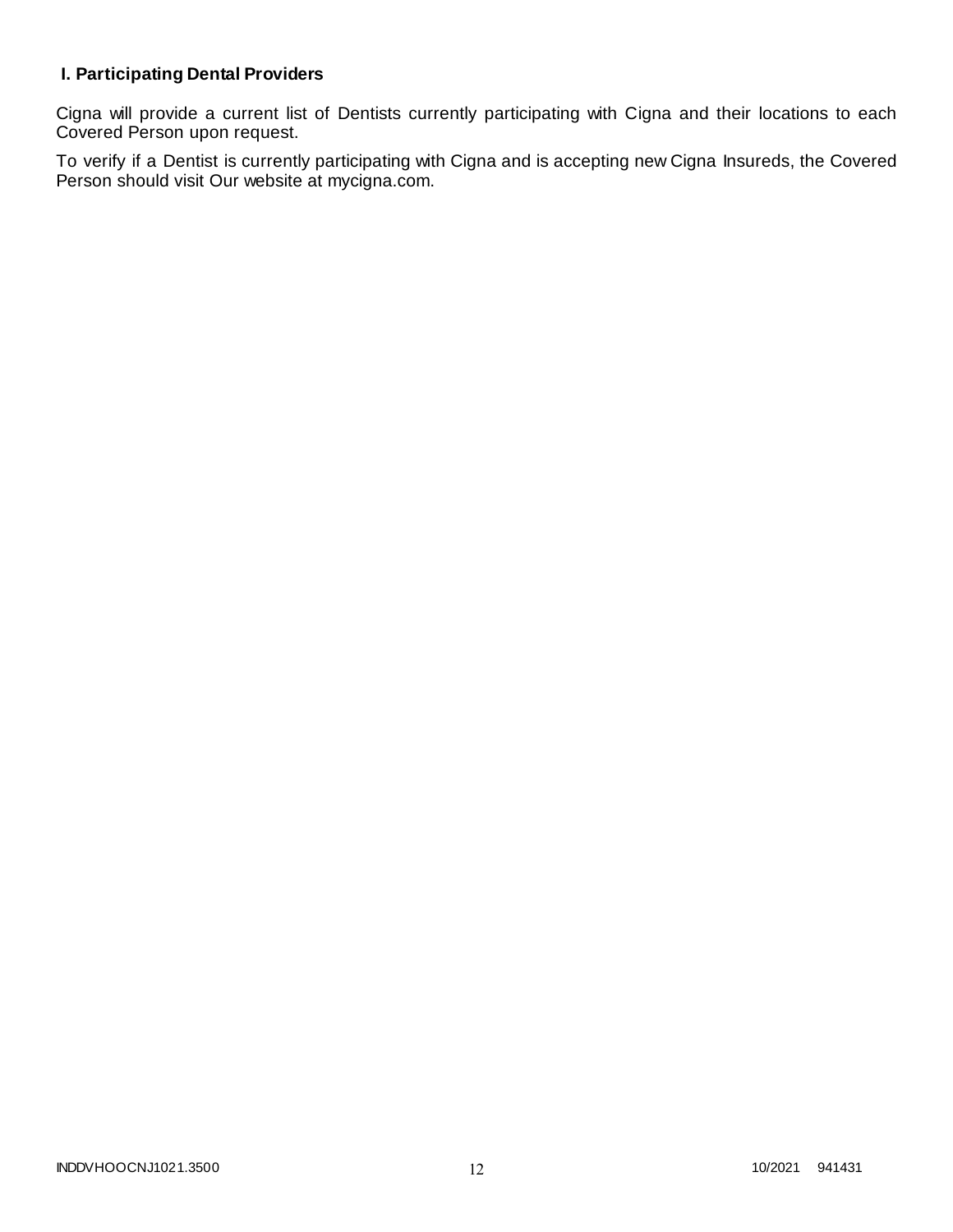## I. Participating Dental Providers

Cigna will provide a current list of Dentists currently participating with Cigna and their locations to each Covered Person upon request.

To verify if a Dentist is currently participating with Cigna and is accepting new Cigna Insureds, the Covered Person should visit Our website at mycigna.com.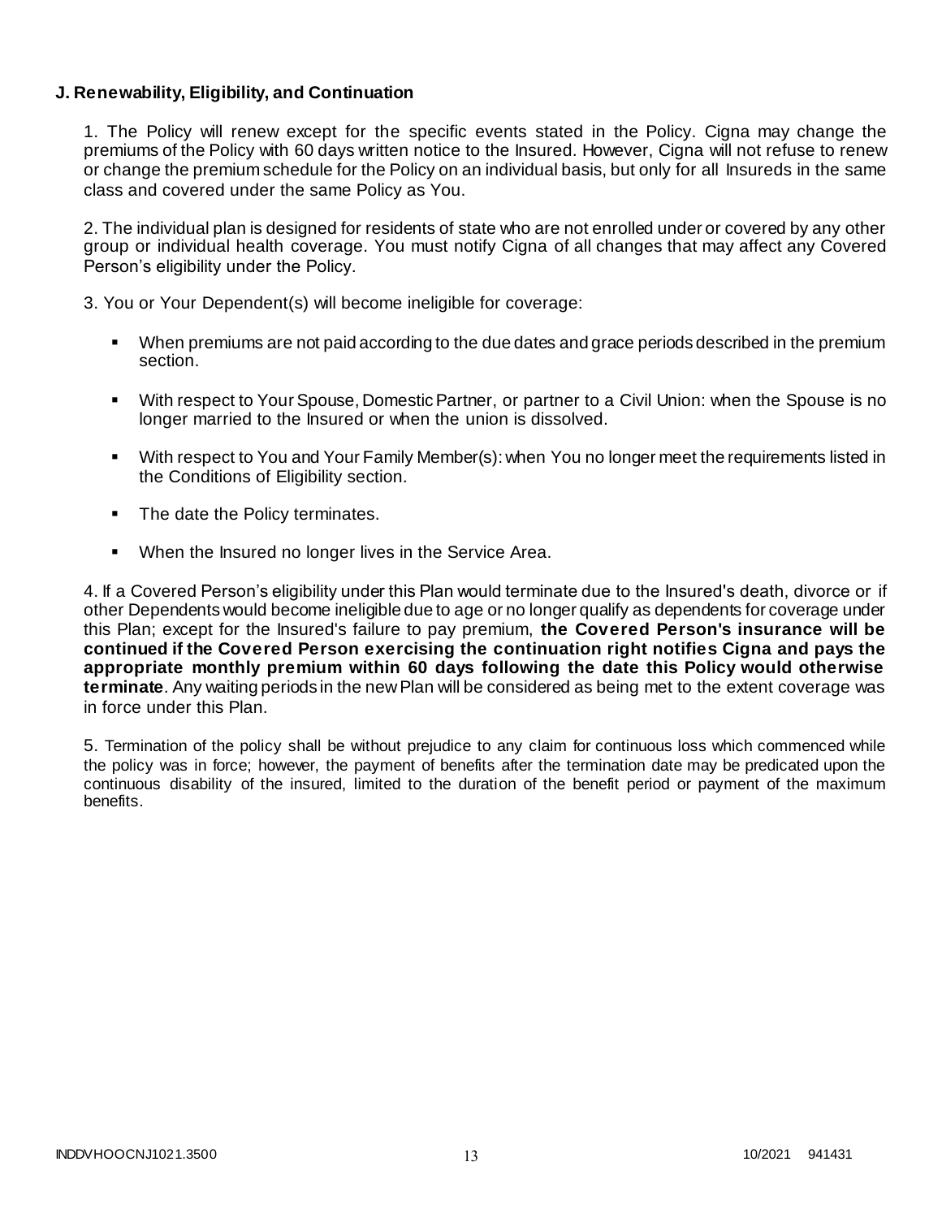**J. Renewability, Eligibility, and Continuation**

1. The Policy will renew except for the specific events stated in the Policy. Cigna may change the premiums of the Policy with 60 days written notice to the Insured. However, Cigna will not refuse to renew or change the premium schedule for the Policy on an individual basis, but only for all Insureds in the same class and covered under the same Policy as You.

2. The individual plan is designed for residents of state who are not enrolled under or covered by any other group or individual health coverage. You must notify Cigna of all changes that may affect any Covered Person's eligibility under the Policy.

3. You or Your Dependent(s) will become ineligible for coverage:

- When premiums are not paid according to the due dates and grace periods described in the premium section.
- With respect to Your Spouse, Domestic Partner, or partner to a Civil Union: when the Spouse is no longer married to the Insured or when the union is dissolved.
- With respect to You and Your Family Member(s): when You no longer meet the requirements listed in the Conditions of Eligibility section.
- The date the Policy terminates.
- When the Insured no longer lives in the Service Area.

4. If a Covered Person's eligibility under this Plan would terminate due to the Insured's death, divorce or if other Dependents would become ineligible due to age or no longer qualify as dependents for coverage under this Plan; except for the Insured's failure to pay premium, **the Covered Person's insurance will be continued if the Covered Person exercising the continuation right notifies Cigna and pays the appropriate monthly premium within 60 days following the date this Policy would otherwise terminate**. Any waiting periods in the new Plan will be considered as being met to the extent coverage was in force under this Plan.

5. Termination of the policy shall be without prejudice to any claim for continuous loss which commenced while the policy was in force; however, the payment of benefits after the termination date may be predicated upon the continuous disability of the insured, limited to the duration of the benefit period or payment of the maximum benefits.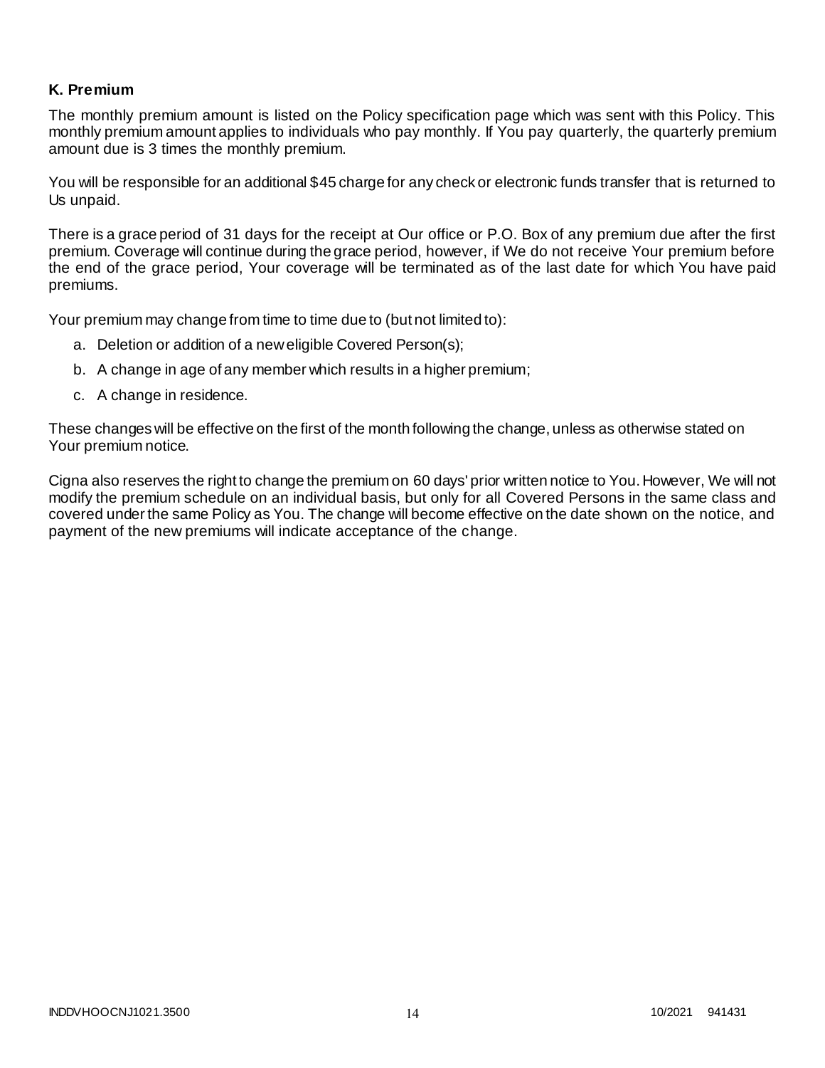### K. Premium

The monthly premium amount is listed on the Policy specification page which was sent with this Policy. This monthly premium amount applies to individuals who pay monthly. If You pay quarterly, the quarterly premium amount due is 3 times the monthly premium.

You will be responsible for an additional $45 charge for any check or electronic funds transfer that is returned to Us unpaid.

There is a grace period of 31 days for the receipt at Our office or P.O. Box of any premium due after the first premium. Coverage will continue during the grace period, however, if We do not receive Your premium before the end of the grace period, Your coverage will be terminated as of the last date for which You have paid premiums.

Your premium may change from time to time due to (but not limited to):

a. Deletion or addition of a new eligible Covered Person(s);
b. A change in age of any member which results in a higher premium;
c. A change in residence.

These changes will be effective on the first of the month following the change, unless as otherwise stated on Your premium notice.

Cigna also reserves the right to change the premium on 60 days' prior written notice to You. However, We will not modify the premium schedule on an individual basis, but only for all Covered Persons in the same class and covered under the same Policy as You. The change will become effective on the date shown on the notice, and payment of the new premiums will indicate acceptance of the change.